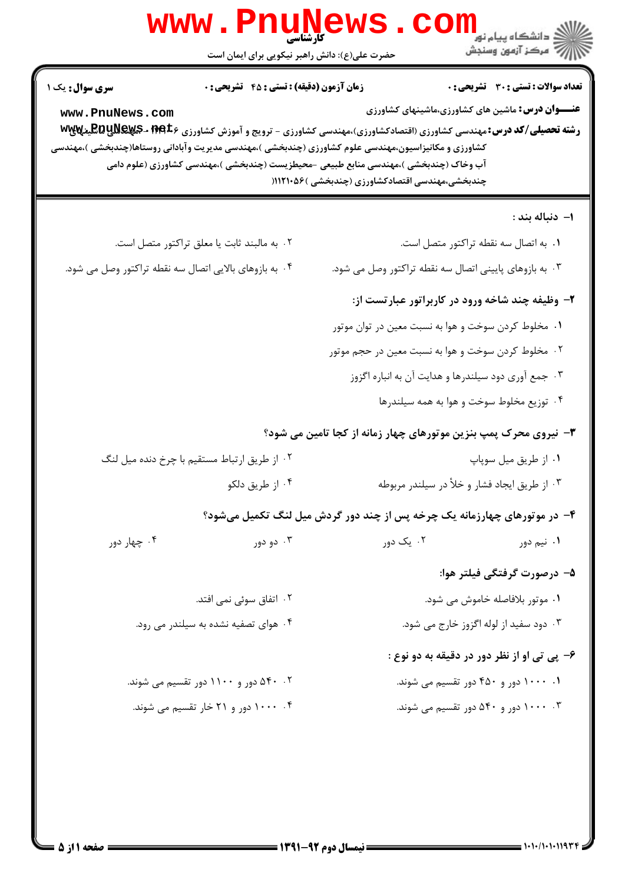**تعداد سوالات : تستی : ۳۰ تشریحی : ۰** | **زمان آزمون (دقیقه) : تستی : ۴۵ تشریحی : ۰** | **سری سوال : یک ۱**

**عنـــوان درس:** ماشین های کشاورزی،ماشینهای کشاورزی

**رشته تحصیلی/کد درس:** مهندسی کشاورزی (اقتصادکشاورزی)،مهندسی کشاورزی - ترویج و آموزش کشاورزی ۱۱۲۱۰۵۶ - مهندسی ماشینهای کشاورزی و مکانیزاسیون،مهندسی علوم کشاورزی (چندبخشی )،مهندسی مدیریت وآبادانی روستاها(چندبخشی )،مهندسی آب وخاک (چندبخشی )،مهندسی منابع طبیعی -محیطزیست (چندبخشی )،مهندسی کشاورزی (علوم دامی چندبخشی،مهندسی اقتصادکشاورزی (چندبخشی )۱۱۲۱۰۵۶(

**۱- دنباله بند :**

۱. به اتصال سه نقطه تراکتور متصل است.

۲. به مالبند ثابت یا معلق تراکتور متصل است.

۳. به بازوهای پایینی اتصال سه نقطه تراکتور وصل می شود.

۴. به بازوهای بالایی اتصال سه نقطه تراکتور وصل می شود.

**۲- وظیفه چند شاخه ورود در کاربراتور عبارتست از:**

۱. مخلوط کردن سوخت و هوا به نسبت معین در توان موتور

۲. مخلوط کردن سوخت و هوا به نسبت معین در حجم موتور

۳. جمع آوری دود سیلندرها و هدایت آن به انباره اگزوز

۴. توزیع مخلوط سوخت و هوا به همه سیلندرها

**۳- نیروی محرک پمپ بنزین موتورهای چهار زمانه از کجا تامین می شود؟**

۱. از طریق میل سوپاپ

۲. از طریق ارتباط مستقیم با چرخ دنده میل لنگ

۳. از طریق ایجاد فشار و خلأ در سیلندر مربوطه

۴. از طریق دلکو

**۴- در موتورهای چهارزمانه یک چرخه پس از چند دور گردش میل لنگ تکمیل می‌شود؟**

۱. نیم دور

۲. یک دور

۳. دو دور

۴. چهار دور

**۵- درصورت گرفتگی فیلتر هوا:**

۱. موتور بلافاصله خاموش می شود.

۲. اتفاق سوئی نمی افتد.

۳. دود سفید از لوله اگزوز خارج می شود.

۴. هوای تصفیه نشده به سیلندر می رود.

**۶- پی تی او از نظر دور در دقیقه به دو نوع :**

۱. ۱۰۰۰ دور و ۴۵۰ دور تقسیم می شوند.

۲. ۵۴۰ دور و ۱۱۰۰ دور تقسیم می شوند.

۳. ۱۰۰۰ دور و ۵۴۰ دور تقسیم می شوند.

۴. ۱۰۰۰ دور و ۲۱ خار تقسیم می شوند.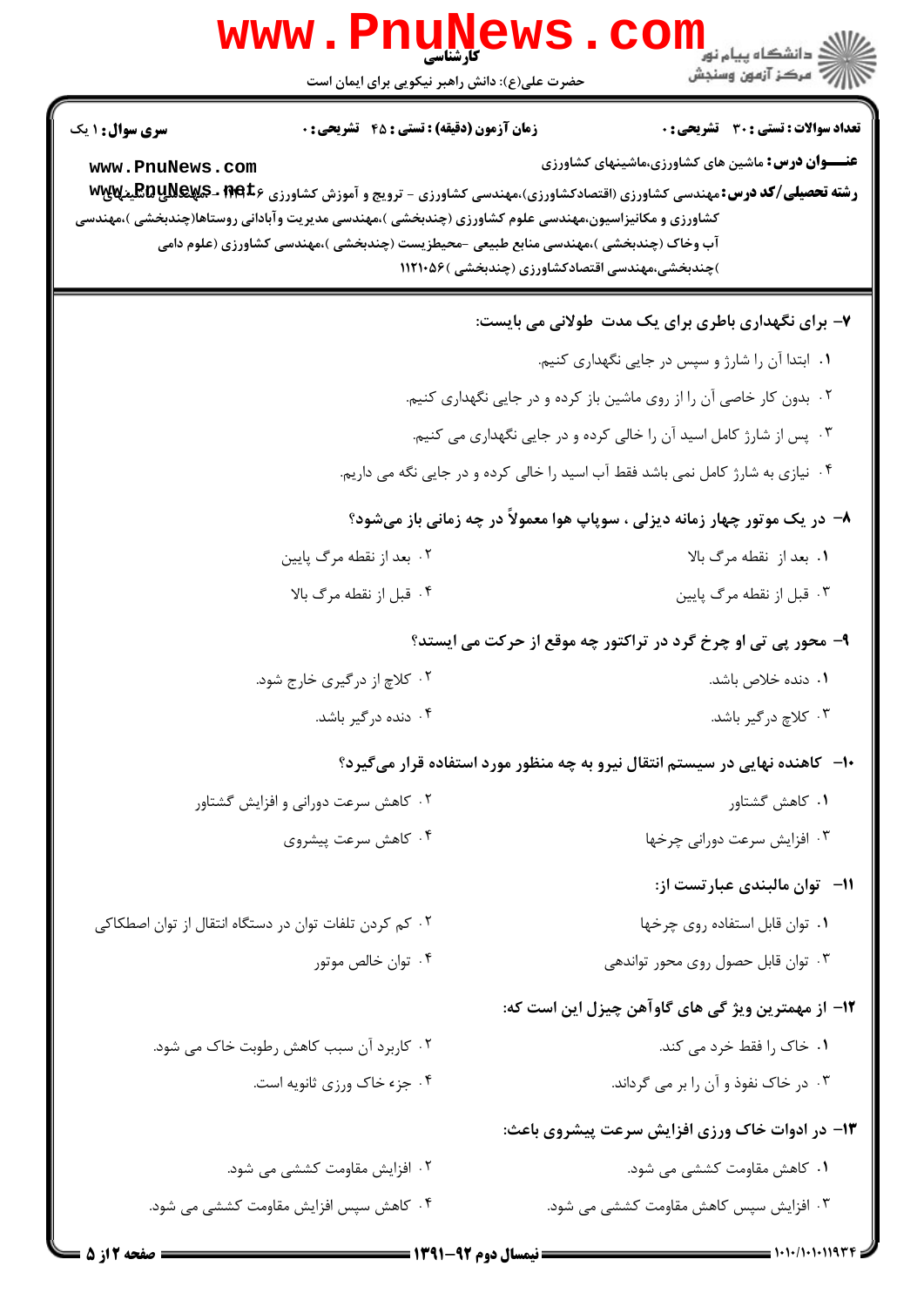**سری سوال:** ۱ یک

**زمان آزمون (دقیقه) : تستی : ۴۵ تشریحی : ۰**

**تعداد سوالات : تستی : ۳۰ تشریحی : ۰**

**عنـــوان درس:** ماشین های کشاورزی،ماشینهای کشاورزی

**رشته تحصیلی/کد درس:** مهندسی کشاورزی (اقتصادکشاورزی)،مهندسی کشاورزی - ترویج و آموزش کشاورزی ۱۱۲۱۰۳۱ - ،مهندسی ماشینهای کشاورزی و مکانیزاسیون،مهندسی علوم کشاورزی (چندبخشی )،مهندسی مدیریت وآبادانی روستاها(چندبخشی )،مهندسی آب وخاک (چندبخشی )،مهندسی منابع طبیعی -محیطزیست (چندبخشی )،مهندسی کشاورزی (علوم دامی )چندبخشی،مهندسی اقتصادکشاورزی (چندبخشی )۱۱۲۱۰۵۶

**۷- برای نگهداری باطری برای یک مدت طولانی می بایست:**

۱. ابتدا آن را شارژ و سپس در جایی نگهداری کنیم.

۲. بدون کار خاصی آن را از روی ماشین باز کرده و در جایی نگهداری کنیم.

۳. پس از شارژ کامل اسید آن را خالی کرده و در جایی نگهداری می کنیم.

۴. نیازی به شارژ کامل نمی باشد فقط آب اسید را خالی کرده و در جایی نگه می داریم.

**۸- در یک موتور چهار زمانه دیزلی ، سوپاپ هوا معمولاً در چه زمانی باز می‌شود؟**

۱. بعد از نقطه مرگ بالا

۲. بعد از نقطه مرگ پایین

۳. قبل از نقطه مرگ پایین

۴. قبل از نقطه مرگ بالا

**۹- محور پی تی او چرخ گرد در تراکتور چه موقع از حرکت می ایستد؟**

۱. دنده خلاص باشد.

۲. کلاچ از درگیری خارج شود.

۳. کلاچ درگیر باشد.

۴. دنده درگیر باشد.

**۱۰- کاهنده نهایی در سیستم انتقال نیرو به چه منظور مورد استفاده قرار می‌گیرد؟**

۱. کاهش گشتاور

۲. کاهش سرعت دورانی و افزایش گشتاور

۳. افزایش سرعت دورانی چرخها

۴. کاهش سرعت پیشروی

**۱۱- توان مالبندی عبارتست از:**

۱. توان قابل استفاده روی چرخها

۲. کم کردن تلفات توان در دستگاه انتقال از توان اصطکاکی

۳. توان قابل حصول روی محور تواندهی

۴. توان خالص موتور

**۱۲- از مهمترین ویژ گی های گاوآهن چیزل این است که:**

۱. خاک را فقط خرد می کند.

۲. کاربرد آن سبب کاهش رطوبت خاک می شود.

۳. در خاک نفوذ و آن را بر می گرداند.

۴. جزء خاک ورزی ثانویه است.

**۱۳- در ادوات خاک ورزی افزایش سرعت پیشروی باعث:**

۱. کاهش مقاومت کششی می شود.

۲. افزایش مقاومت کششی می شود.

۳. افزایش سپس کاهش مقاومت کششی می شود.

۴. کاهش سپس افزایش مقاومت کششی می شود.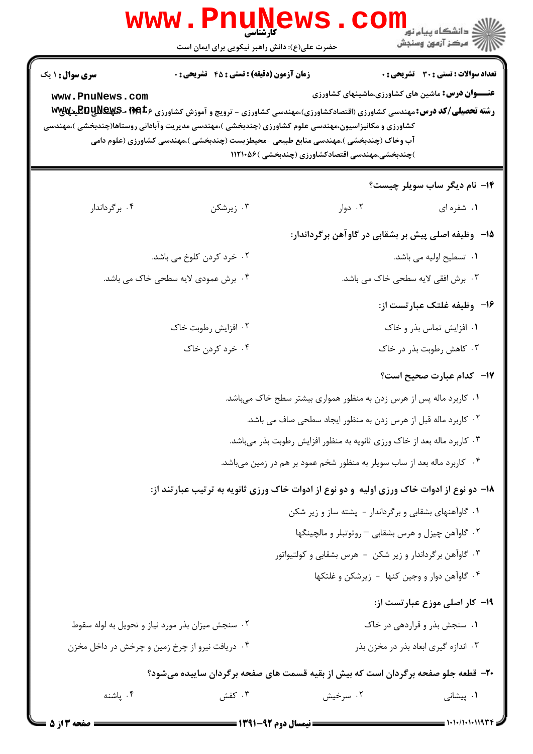**سری سؤال:** ۱ یک

**زمان آزمون (دقیقه) : تستی : ۴۵ تشریحی : ۰**

**تعداد سوالات : تستی : ۳۰ تشریحی : ۰**

**عنـــوان درس:** ماشین های کشاورزی،ماشینهای کشاورزی

**رشته تحصیلی/کد درس:** مهندسی کشاورزی (اقتصادکشاورزی)،مهندسی کشاورزی - ترویج و آموزش کشاورزی ۶،۱۴۱۱ - مهندسی ماشینهای کشاورزی و مکانیزاسیون،مهندسی علوم کشاورزی (چندبخشی )،مهندسی مدیریت وآبادانی روستاها(چندبخشی )،مهندسی آب وخاک (چندبخشی )،مهندسی منابع طبیعی -محیطزیست (چندبخشی )،مهندسی کشاورزی (علوم دامی )چندبخشی،مهندسی اقتصادکشاورزی (چندبخشی )۱۱۲۱۰۵۶

**۱۴- نام دیگر ساب سویلر چیست؟**

۱. شفره ای
۲. دوار
۳. زیرشکن
۴. برگرداندار

**۱۵- وظیفه اصلی پیش بر بشقابی در گاوآهن برگردانداز:**

۱. تسطیح اولیه می باشد.
۲. خرد کردن کلوخ می باشد.
۳. برش افقی لایه سطحی خاک می باشد.
۴. برش عمودی لایه سطحی خاک می باشد.

**۱۶- وظیفه غلتک عبارتست از:**

۱. افزایش تماس بذر و خاک
۲. افزایش رطوبت خاک
۳. کاهش رطوبت بذر در خاک
۴. خرد کردن خاک

**۱۷- کدام عبارت صحیح است؟**

۱. کاربرد ماله پس از هرس زدن به منظور هموازی بیشتر سطح خاک می‌باشد.
۲. کاربرد ماله قبل از هرس زدن به منظور ایجاد سطحی صاف می باشد.
۳. کاربرد ماله بعد از خاک ورزی ثانویه به منظور افزایش رطوبت بذر می‌باشد.
۴. کاربرد ماله بعد از ساب سویلر به منظور شخم عمود بر هم در زمین می‌باشد.

**۱۸- دو نوع از ادوات خاک ورزی اولیه و دو نوع از ادوات خاک ورزی ثانویه به ترتیب عبارتند از:**

۱. گاوآهنهای بشقابی و برگردانداز - پشته ساز و زیر شکن
۲. گاوآهن چیزل و هرس بشقابی – روتوتیلر و مالچینگها
۳. گاوآهن برگردانداز و زیر شکن - هرس بشقابی و کولتیواتور
۴. گاوآهن دوار و وجین کنها - زیرشکن و غلتکها

**۱۹- کار اصلی موزع عبارتست از:**

۱. سنجش بذر و قراردهی در خاک
۲. سنجش میزان بذر مورد نیاز و تحویل به لوله سقوط
۳. اندازه گیری ابعاد بذر در مخزن بذر
۴. دریافت نیرو از چرخ زمین و چرخش در داخل مخزن

**۲۰- قطعه جلو صفحه برگردان است که بیش از بقیه قسمت های صفحه برگردان ساییده می‌شود؟**

۱. پیشانی
۲. سرخیش
۳. کفش
۴. پاشنه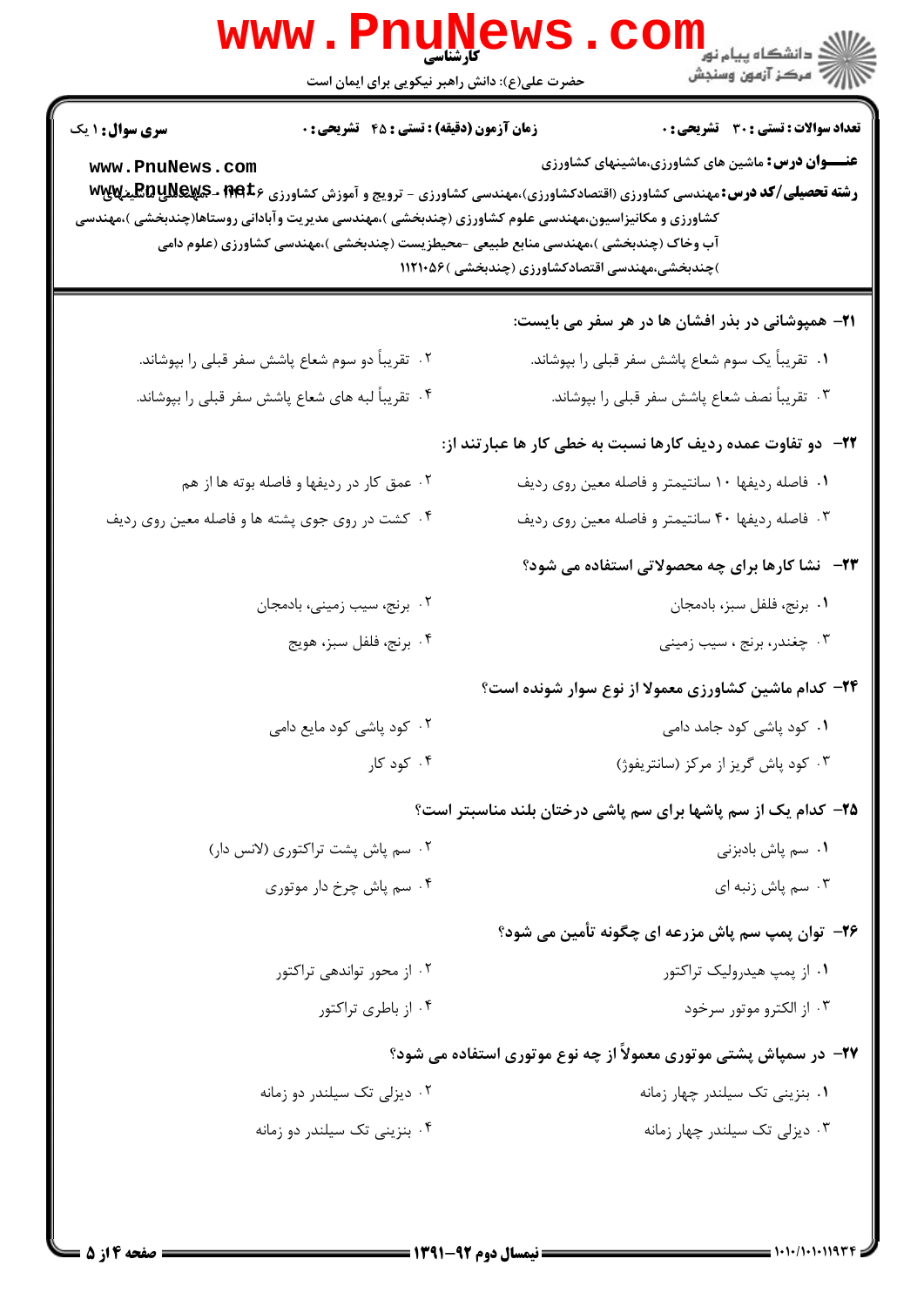**کارشناسی**

حضرت علی(ع): دانش راهبر نیکویی برای ایمان است

**سری سوال:** ۱ یک | **زمان آزمون (دقیقه) : تستی :** ۴۵ **تشریحی :** ۰ | **تعداد سوالات : تستی :** ۳۰ **تشریحی :** ۰

**عنـــوان درس:** ماشین های کشاورزی،ماشینهای کشاورزی

**رشته تحصیلی/کد درس:** مهندسی کشاورزی (اقتصادکشاورزی)،مهندسی کشاورزی - ترویج و آموزش کشاورزی ،مهندسی ماشینهای کشاورزی و مکانیزاسیون،مهندسی علوم کشاورزی (چندبخشی )،مهندسی مدیریت وآبادانی روستاها(چندبخشی )،مهندسی آب وخاک (چندبخشی )،مهندسی منابع طبیعی -محیطزیست (چندبخشی )،مهندسی کشاورزی (علوم دامی )چندبخشی،مهندسی اقتصادکشاورزی (چندبخشی )۱۱۲۱۰۵۶

**۲۱- همپوشانی در بذر افشان ها در هر سفر می بایست:**

۱. تقریباً یک سوم شعاع پاشش سفر قبلی را بپوشاند.

۲. تقریباً دو سوم شعاع پاشش سفر قبلی را بپوشاند.

۳. تقریباً نصف شعاع پاشش سفر قبلی را بپوشاند.

۴. تقریباً لبه های شعاع پاشش سفر قبلی را بپوشاند.

**۲۲- دو تفاوت عمده ردیف کارها نسبت به خطی کار ها عبارتند از:**

۱. فاصله ردیفها ۱۰ سانتیمتر و فاصله معین روی ردیف

۲. عمق کار در ردیفها و فاصله بوته ها از هم

۳. فاصله ردیفها ۴۰ سانتیمتر و فاصله معین روی ردیف

۴. کشت در روی جوی پشته ها و فاصله معین روی ردیف

**۲۳- نشا کارها برای چه محصولاتی استفاده می شود؟**

۱. برنج، فلفل سبز، بادمجان

۲. برنج، سیب زمینی، بادمجان

۳. چغندر، برنج ، سیب زمینی

۴. برنج، فلفل سبز، هویج

**۲۴- کدام ماشین کشاورزی معمولا از نوع سوار شونده است؟**

۱. کود پاشی کود جامد دامی

۲. کود پاشی کود مایع دامی

۳. کود پاش گریز از مرکز (سانتریفوژ)

۴. کود کار

**۲۵- کدام یک از سم پاشها برای سم پاشی درختان بلند مناسبتر است؟**

۱. سم پاش بادبزنی

۲. سم پاش پشت تراکتوری (لانس دار)

۳. سم پاش زنبه ای

۴. سم پاش چرخ دار موتوری

**۲۶- توان پمپ سم پاش مزرعه ای چگونه تأمین می شود؟**

۱. از پمپ هیدرولیک تراکتور

۲. از محور تواندهی تراکتور

۳. از الکترو موتور سرخود

۴. از باطری تراکتور

**۲۷- در سمپاش پشتی موتوری معمولاً از چه نوع موتوری استفاده می شود؟**

۱. بنزینی تک سیلندر چهار زمانه

۲. دیزلی تک سیلندر دو زمانه

۳. دیزلی تک سیلندر چهار زمانه

۴. بنزینی تک سیلندر دو زمانه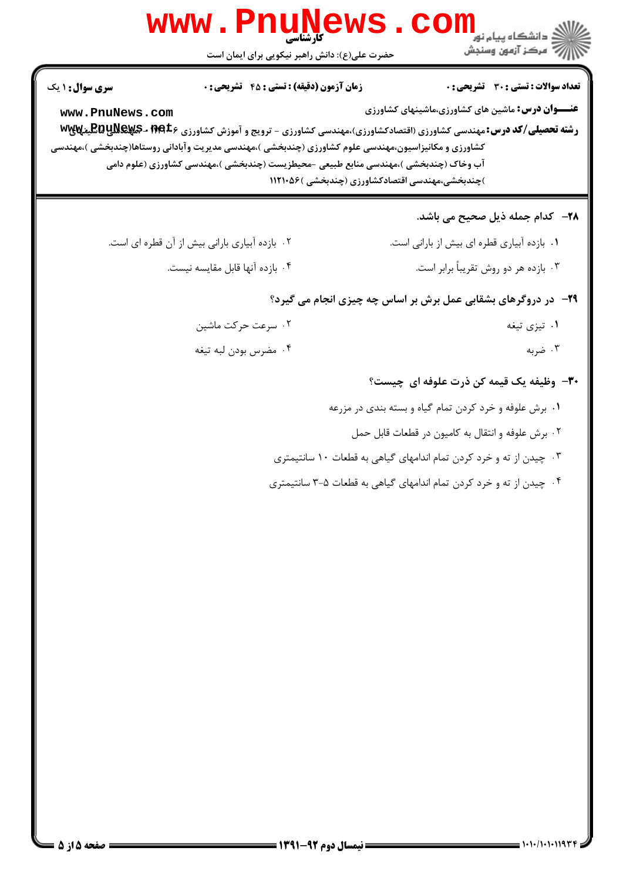**۲۸- کدام جمله ذیل صحیح می باشد.**

۱. بازده آبیاری قطره ای بیش از بارانی است.

۲. بازده آبیاری بارانی بیش از آن قطره ای است.

۳. بازده هر دو روش تقریباً برابر است.

۴. بازده آنها قابل مقایسه نیست.

**۲۹- در دروگرهای بشقابی عمل برش بر اساس چه چیزی انجام می گیرد؟**

۱. تیزی تیغه

۲. سرعت حرکت ماشین

۳. ضربه

۴. مضرس بودن لبه تیغه

**۳۰- وظیفه یک قیمه کن ذرت علوفه ای چیست؟**

۱. برش علوفه و خرد کردن تمام گیاه و بسته بندی در مزرعه

۲. برش علوفه و انتقال به کامیون در قطعات قابل حمل

۳. چیدن از ته و خرد کردن تمام اندامهای گیاهی به قطعات ۱۰ سانتیمتری

۴. چیدن از ته و خرد کردن تمام اندامهای گیاهی به قطعات ۵-۳ سانتیمتری